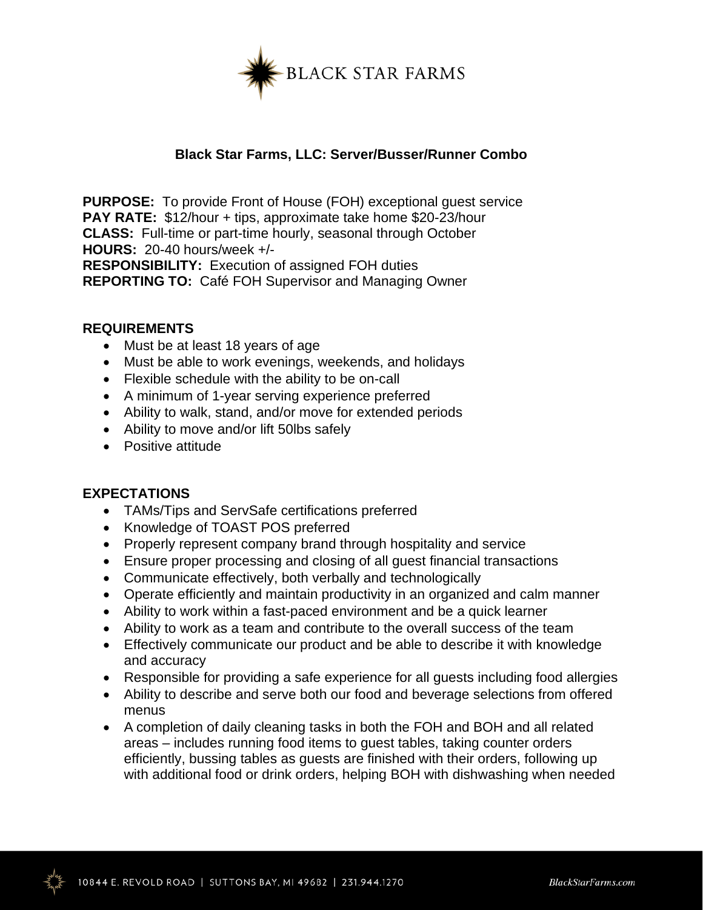# Black Star Farms, LLC: Server/Busser/Runner Combo

**PURPOSE:** To provide Front of House (FOH) exceptional guest service
**PAY RATE:** $12/hour + tips, approximate take home $20-23/hour
**CLASS:** Full-time or part-time hourly, seasonal through October
**HOURS:** 20-40 hours/week +/-
**RESPONSIBILITY:** Execution of assigned FOH duties
**REPORTING TO:** Café FOH Supervisor and Managing Owner

## REQUIREMENTS

- Must be at least 18 years of age
- Must be able to work evenings, weekends, and holidays
- Flexible schedule with the ability to be on-call
- A minimum of 1-year serving experience preferred
- Ability to walk, stand, and/or move for extended periods
- Ability to move and/or lift 50lbs safely
- Positive attitude

## EXPECTATIONS

- TAMs/Tips and ServSafe certifications preferred
- Knowledge of TOAST POS preferred
- Properly represent company brand through hospitality and service
- Ensure proper processing and closing of all guest financial transactions
- Communicate effectively, both verbally and technologically
- Operate efficiently and maintain productivity in an organized and calm manner
- Ability to work within a fast-paced environment and be a quick learner
- Ability to work as a team and contribute to the overall success of the team
- Effectively communicate our product and be able to describe it with knowledge and accuracy
- Responsible for providing a safe experience for all guests including food allergies
- Ability to describe and serve both our food and beverage selections from offered menus
- A completion of daily cleaning tasks in both the FOH and BOH and all related areas – includes running food items to guest tables, taking counter orders efficiently, bussing tables as guests are finished with their orders, following up with additional food or drink orders, helping BOH with dishwashing when needed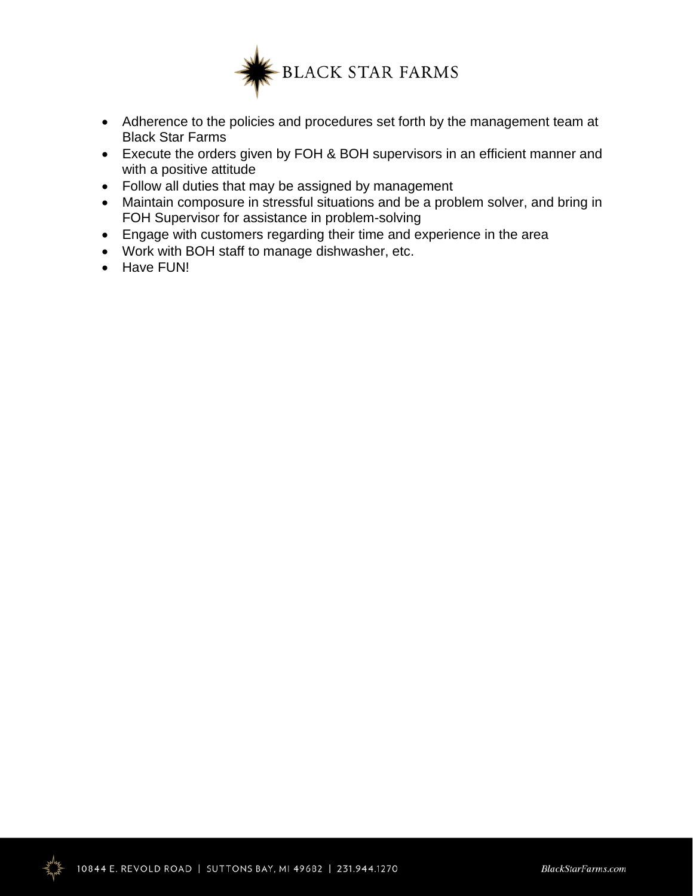- Adherence to the policies and procedures set forth by the management team at Black Star Farms
- Execute the orders given by FOH & BOH supervisors in an efficient manner and with a positive attitude
- Follow all duties that may be assigned by management
- Maintain composure in stressful situations and be a problem solver, and bring in FOH Supervisor for assistance in problem-solving
- Engage with customers regarding their time and experience in the area
- Work with BOH staff to manage dishwasher, etc.
- Have FUN!